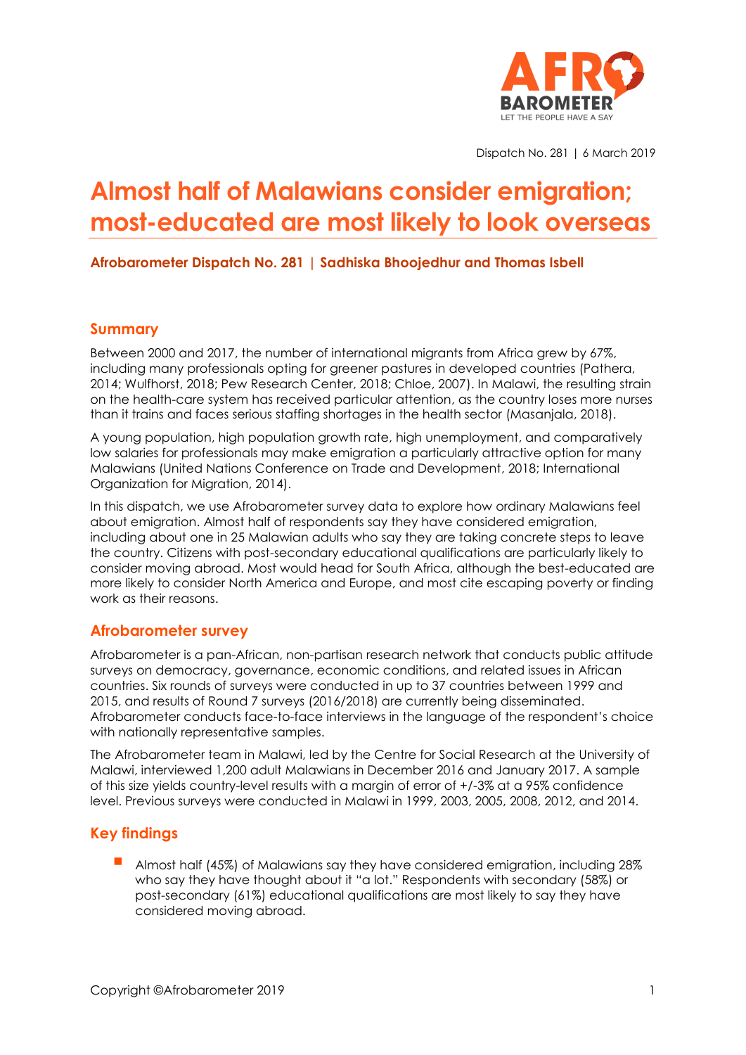Dispatch No. 281 | 6 March 2019

# Almost half of Malawians consider emigration; most-educated are most likely to look overseas

**Afrobarometer Dispatch No. 281 | Sadhiska Bhoojedhur and Thomas Isbell**

## Summary

Between 2000 and 2017, the number of international migrants from Africa grew by 67%, including many professionals opting for greener pastures in developed countries (Pathera, 2014; Wulfhorst, 2018; Pew Research Center, 2018; Chloe, 2007). In Malawi, the resulting strain on the health-care system has received particular attention, as the country loses more nurses than it trains and faces serious staffing shortages in the health sector (Masanjala, 2018).

A young population, high population growth rate, high unemployment, and comparatively low salaries for professionals may make emigration a particularly attractive option for many Malawians (United Nations Conference on Trade and Development, 2018; International Organization for Migration, 2014).

In this dispatch, we use Afrobarometer survey data to explore how ordinary Malawians feel about emigration. Almost half of respondents say they have considered emigration, including about one in 25 Malawian adults who say they are taking concrete steps to leave the country. Citizens with post-secondary educational qualifications are particularly likely to consider moving abroad. Most would head for South Africa, although the best-educated are more likely to consider North America and Europe, and most cite escaping poverty or finding work as their reasons.

## Afrobarometer survey

Afrobarometer is a pan-African, non-partisan research network that conducts public attitude surveys on democracy, governance, economic conditions, and related issues in African countries. Six rounds of surveys were conducted in up to 37 countries between 1999 and 2015, and results of Round 7 surveys (2016/2018) are currently being disseminated. Afrobarometer conducts face-to-face interviews in the language of the respondent's choice with nationally representative samples.

The Afrobarometer team in Malawi, led by the Centre for Social Research at the University of Malawi, interviewed 1,200 adult Malawians in December 2016 and January 2017. A sample of this size yields country-level results with a margin of error of +/-3% at a 95% confidence level. Previous surveys were conducted in Malawi in 1999, 2003, 2005, 2008, 2012, and 2014.

## Key findings

- Almost half (45%) of Malawians say they have considered emigration, including 28% who say they have thought about it "a lot." Respondents with secondary (58%) or post-secondary (61%) educational qualifications are most likely to say they have considered moving abroad.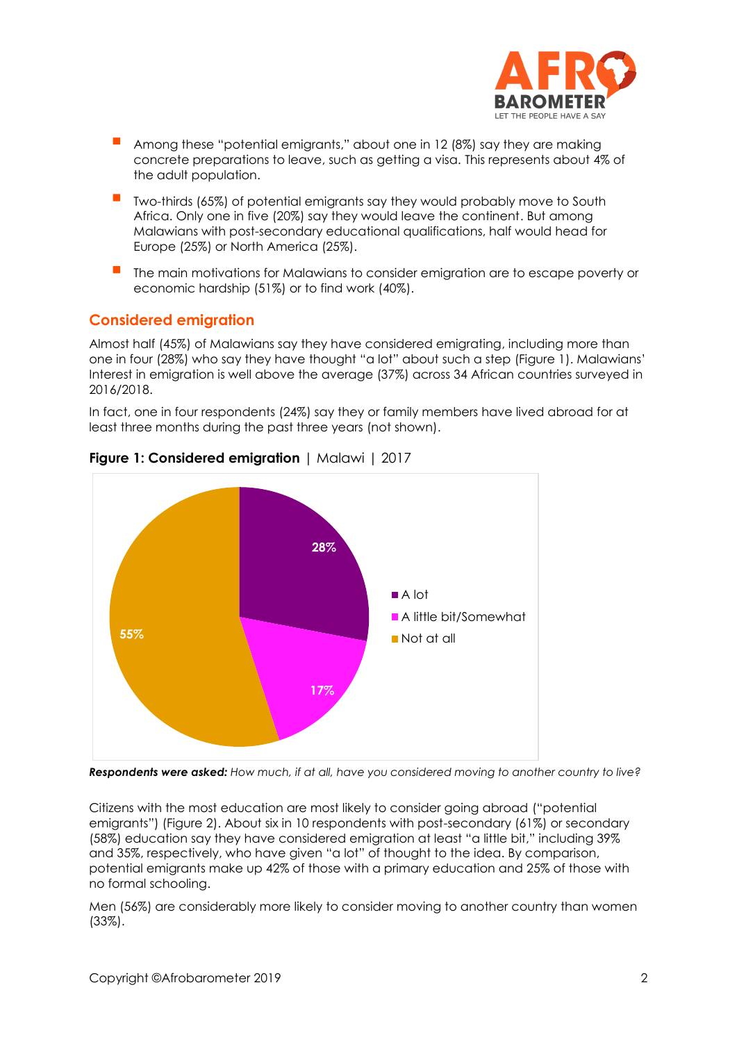- Among these "potential emigrants," about one in 12 (8%) say they are making concrete preparations to leave, such as getting a visa. This represents about 4% of the adult population.
- Two-thirds (65%) of potential emigrants say they would probably move to South Africa. Only one in five (20%) say they would leave the continent. But among Malawians with post-secondary educational qualifications, half would head for Europe (25%) or North America (25%).
- The main motivations for Malawians to consider emigration are to escape poverty or economic hardship (51%) or to find work (40%).

## Considered emigration

Almost half (45%) of Malawians say they have considered emigrating, including more than one in four (28%) who say they have thought "a lot" about such a step (Figure 1). Malawians' interest in emigration is well above the average (37%) across 34 African countries surveyed in 2016/2018.

In fact, one in four respondents (24%) say they or family members have lived abroad for at least three months during the past three years (not shown).

**Figure 1: Considered emigration** | Malawi | 2017

| Response | % |
|---|---|
| A lot | 28% |
| A little bit/Somewhat | 17% |
| Not at all | 55% |

***Respondents were asked:*** *How much, if at all, have you considered moving to another country to live?*

Citizens with the most education are most likely to consider going abroad ("potential emigrants") (Figure 2). About six in 10 respondents with post-secondary (61%) or secondary (58%) education say they have considered emigration at least "a little bit," including 39% and 35%, respectively, who have given "a lot" of thought to the idea. By comparison, potential emigrants make up 42% of those with a primary education and 25% of those with no formal schooling.

Men (56%) are considerably more likely to consider moving to another country than women (33%).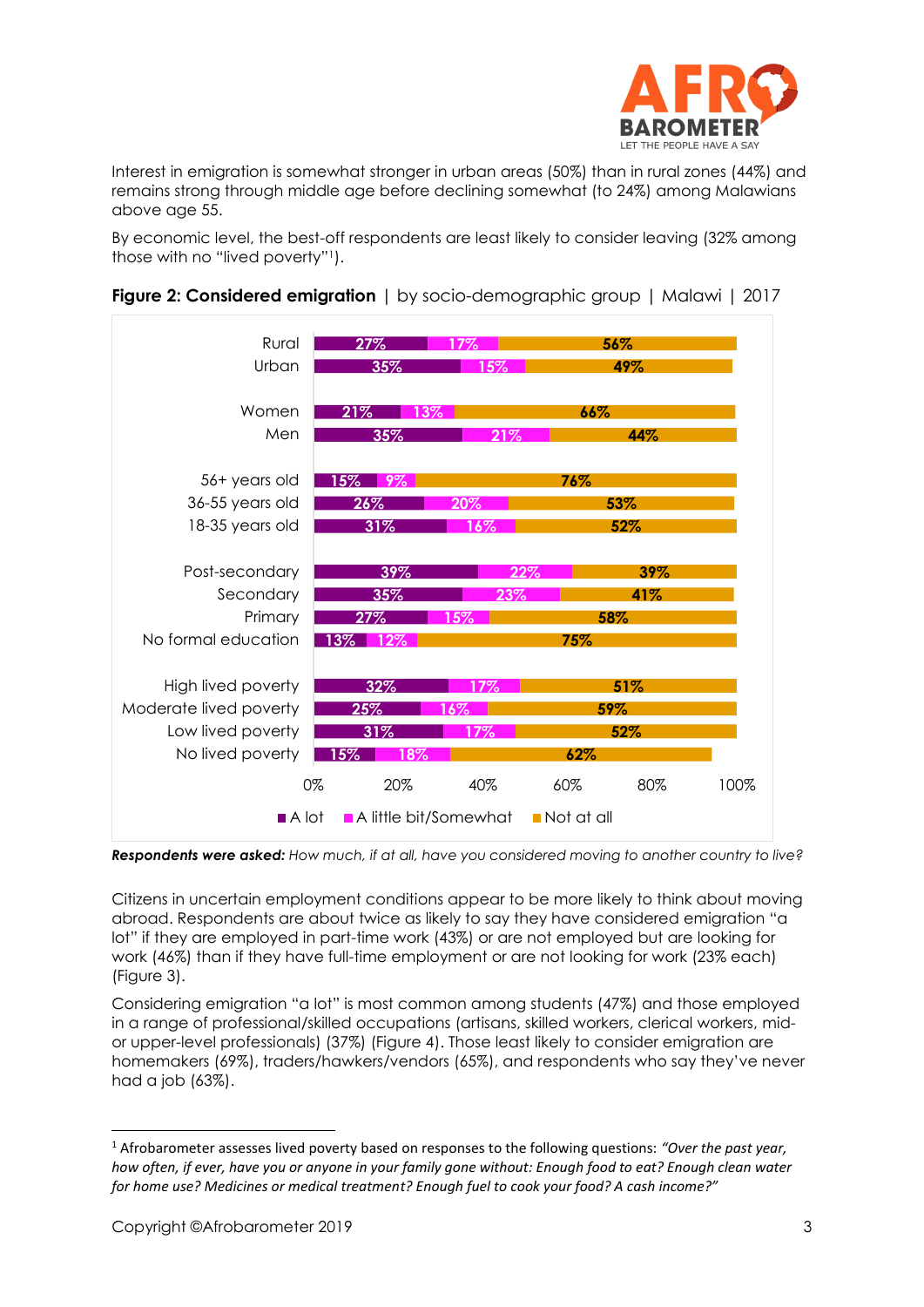Interest in emigration is somewhat stronger in urban areas (50%) than in rural zones (44%) and remains strong through middle age before declining somewhat (to 24%) among Malawians above age 55.

By economic level, the best-off respondents are least likely to consider leaving (32% among those with no "lived poverty"[1]).

**Figure 2: Considered emigration** | by socio-demographic group | Malawi | 2017

| | A lot | A little bit/Somewhat | Not at all |
|---|---|---|---|
| Rural | 27% | 17% | 56% |
| Urban | 35% | 15% | 49% |
| Women | 21% | 13% | 66% |
| Men | 35% | 21% | 44% |
| 56+ years old | 15% | 9% | 76% |
| 36-55 years old | 26% | 20% | 53% |
| 18-35 years old | 31% | 16% | 52% |
| Post-secondary | 39% | 22% | 39% |
| Secondary | 35% | 23% | 41% |
| Primary | 27% | 15% | 58% |
| No formal education | 13% | 12% | 75% |
| High lived poverty | 32% | 17% | 51% |
| Moderate lived poverty | 25% | 16% | 59% |
| Low lived poverty | 31% | 17% | 52% |
| No lived poverty | 15% | 18% | 62% |

***Respondents were asked:*** *How much, if at all, have you considered moving to another country to live?*

Citizens in uncertain employment conditions appear to be more likely to think about moving abroad. Respondents are about twice as likely to say they have considered emigration "a lot" if they are employed in part-time work (43%) or are not employed but are looking for work (46%) than if they have full-time employment or are not looking for work (23% each) (Figure 3).

Considering emigration "a lot" is most common among students (47%) and those employed in a range of professional/skilled occupations (artisans, skilled workers, clerical workers, mid- or upper-level professionals) (37%) (Figure 4). Those least likely to consider emigration are homemakers (69%), traders/hawkers/vendors (65%), and respondents who say they've never had a job (63%).

---

[1] Afrobarometer assesses lived poverty based on responses to the following questions: *"Over the past year, how often, if ever, have you or anyone in your family gone without: Enough food to eat? Enough clean water for home use? Medicines or medical treatment? Enough fuel to cook your food? A cash income?"*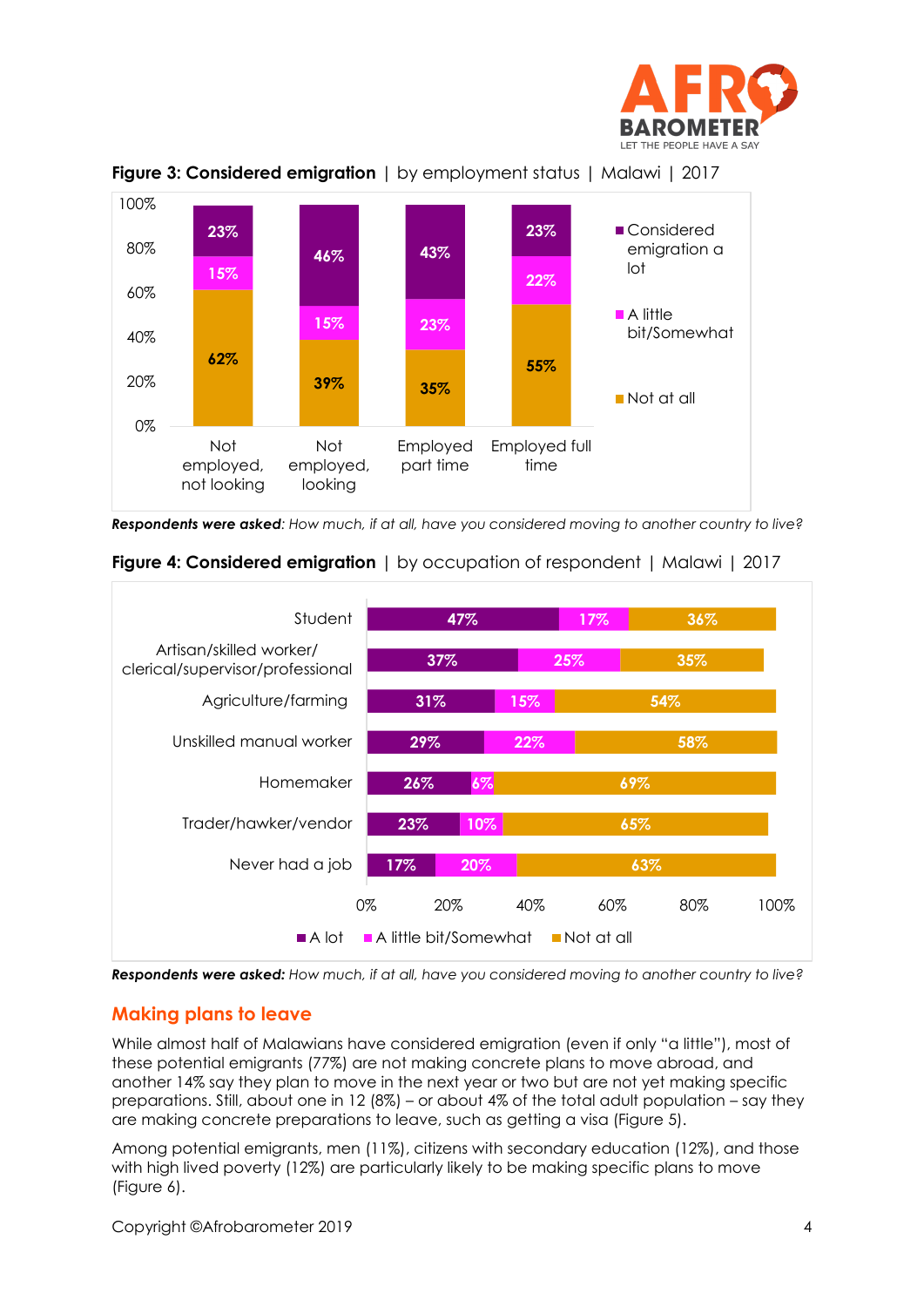**Figure 3: Considered emigration** | by employment status | Malawi | 2017

| | Not employed, not looking | Not employed, looking | Employed part time | Employed full time |
|---|---|---|---|---|
| Considered emigration a lot | 23% | 46% | 43% | 23% |
| A little bit/Somewhat | 15% | 15% | 23% | 22% |
| Not at all | 62% | 39% | 35% | 55% |

***Respondents were asked****: How much, if at all, have you considered moving to another country to live?*

**Figure 4: Considered emigration** | by occupation of respondent | Malawi | 2017

| | A lot | A little bit/Somewhat | Not at all |
|---|---|---|---|
| Student | 47% | 17% | 36% |
| Artisan/skilled worker/ clerical/supervisor/professional | 37% | 25% | 35% |
| Agriculture/farming | 31% | 15% | 54% |
| Unskilled manual worker | 29% | 22% | 58% |
| Homemaker | 26% | 6% | 69% |
| Trader/hawker/vendor | 23% | 10% | 65% |
| Never had a job | 17% | 20% | 63% |

***Respondents were asked:*** *How much, if at all, have you considered moving to another country to live?*

## Making plans to leave

While almost half of Malawians have considered emigration (even if only "a little"), most of these potential emigrants (77%) are not making concrete plans to move abroad, and another 14% say they plan to move in the next year or two but are not yet making specific preparations. Still, about one in 12 (8%) – or about 4% of the total adult population – say they are making concrete preparations to leave, such as getting a visa (Figure 5).

Among potential emigrants, men (11%), citizens with secondary education (12%), and those with high lived poverty (12%) are particularly likely to be making specific plans to move (Figure 6).

Copyright ©Afrobarometer 2019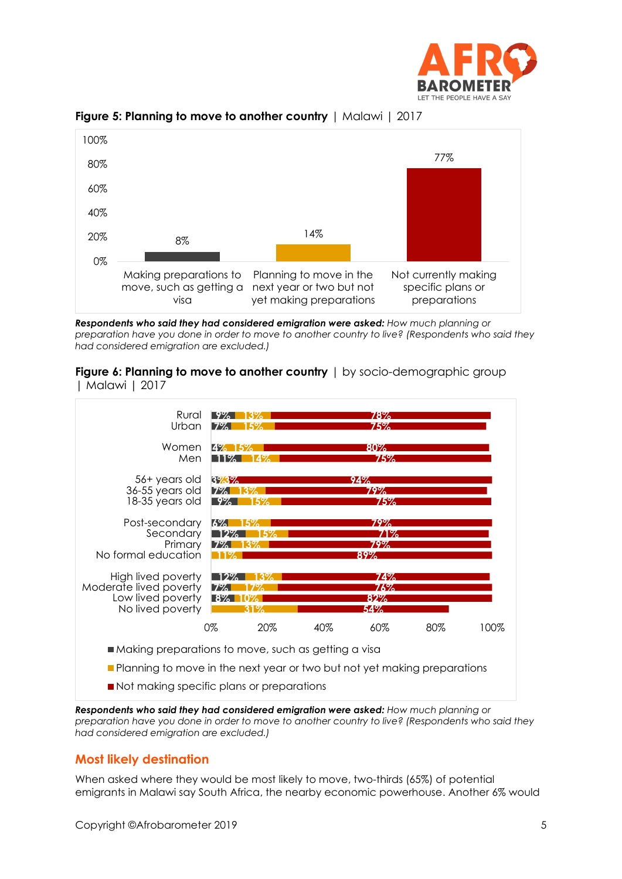**Figure 5: Planning to move to another country** | Malawi | 2017

| Response | % |
|---|---|
| Making preparations to move, such as getting a visa | 8% |
| Planning to move in the next year or two but not yet making preparations | 14% |
| Not currently making specific plans or preparations | 77% |

***Respondents who said they had considered emigration were asked:*** *How much planning or preparation have you done in order to move to another country to live? (Respondents who said they had considered emigration are excluded.)*

**Figure 6: Planning to move to another country** | by socio-demographic group | Malawi | 2017

| Group | Making preparations to move, such as getting a visa | Planning to move in the next year or two but not yet making preparations | Not making specific plans or preparations |
|---|---|---|---|
| Rural | 9% | 13% | 78% |
| Urban | 7% | 15% | 75% |
| Women | 4% | 15% | 80% |
| Men | 11% | 14% | 75% |
| 56+ years old | 3% | 3% | 94% |
| 36-55 years old | 7% | 13% | 79% |
| 18-35 years old | 9% | 15% | 75% |
| Post-secondary | 6% | 15% | 79% |
| Secondary | 12% | 15% | 71% |
| Primary | 7% | 13% | 79% |
| No formal education | | 11% | 89% |
| High lived poverty | 12% | 13% | 74% |
| Moderate lived poverty | 7% | 17% | 76% |
| Low lived poverty | 8% | 10% | 82% |
| No lived poverty | | 31% | 54% |

***Respondents who said they had considered emigration were asked:*** *How much planning or preparation have you done in order to move to another country to live? (Respondents who said they had considered emigration are excluded.)*

## Most likely destination

When asked where they would be most likely to move, two-thirds (65%) of potential emigrants in Malawi say South Africa, the nearby economic powerhouse. Another 6% would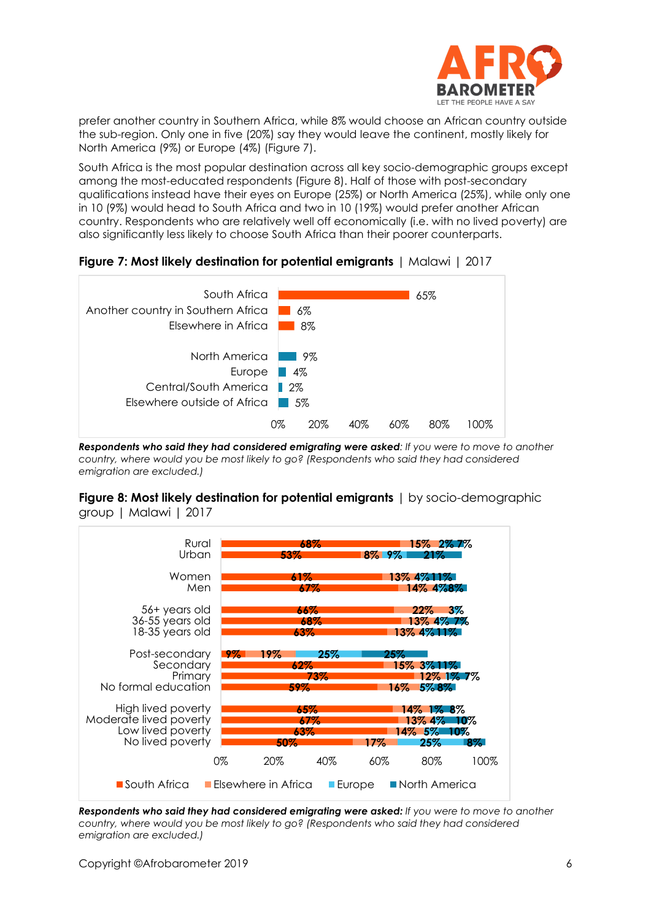prefer another country in Southern Africa, while 8% would choose an African country outside the sub-region. Only one in five (20%) say they would leave the continent, mostly likely for North America (9%) or Europe (4%) (Figure 7).

South Africa is the most popular destination across all key socio-demographic groups except among the most-educated respondents (Figure 8). Half of those with post-secondary qualifications instead have their eyes on Europe (25%) or North America (25%), while only one in 10 (9%) would head to South Africa and two in 10 (19%) would prefer another African country. Respondents who are relatively well off economically (i.e. with no lived poverty) are also significantly less likely to choose South Africa than their poorer counterparts.

**Figure 7: Most likely destination for potential emigrants** | Malawi | 2017

| Destination | % |
|---|---|
| South Africa | 65% |
| Another country in Southern Africa | 6% |
| Elsewhere in Africa | 8% |
| North America | 9% |
| Europe | 4% |
| Central/South America | 2% |
| Elsewhere outside of Africa | 5% |

***Respondents who said they had considered emigrating were asked***: *If you were to move to another country, where would you be most likely to go? (Respondents who said they had considered emigration are excluded.)*

**Figure 8: Most likely destination for potential emigrants** | by socio-demographic group | Malawi | 2017

| Group | South Africa | Elsewhere in Africa | Europe | North America |
|---|---|---|---|---|
| Rural | 68% | 15% | 2% | 7% |
| Urban | 53% | 8% | 9% | 21% |
| Women | 61% | 13% | 4% | 11% |
| Men | 67% | 14% | 4% | 8% |
| 56+ years old | 66% | 22% | | 3% |
| 36-55 years old | 68% | 13% | 4% | 7% |
| 18-35 years old | 63% | 13% | 4% | 11% |
| Post-secondary | 9% | 19% | 25% | 25% |
| Secondary | 62% | 15% | 3% | 11% |
| Primary | 73% | 12% | 1% | 7% |
| No formal education | 59% | 16% | 5% | 8% |
| High lived poverty | 65% | 14% | 1% | 8% |
| Moderate lived poverty | 67% | 13% | 4% | 10% |
| Low lived poverty | 63% | 14% | 5% | 10% |
| No lived poverty | 50% | 17% | 25% | 8% |

***Respondents who said they had considered emigrating were asked:*** *If you were to move to another country, where would you be most likely to go? (Respondents who said they had considered emigration are excluded.)*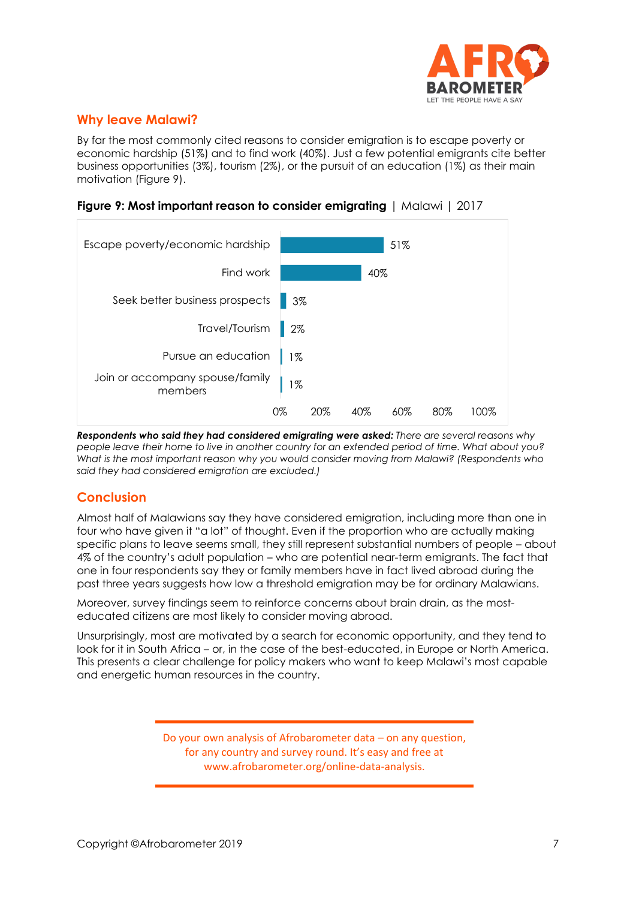## Why leave Malawi?

By far the most commonly cited reasons to consider emigration is to escape poverty or economic hardship (51%) and to find work (40%). Just a few potential emigrants cite better business opportunities (3%), tourism (2%), or the pursuit of an education (1%) as their main motivation (Figure 9).

**Figure 9: Most important reason to consider emigrating** | Malawi | 2017

| Reason | % |
|---|---|
| Escape poverty/economic hardship | 51% |
| Find work | 40% |
| Seek better business prospects | 3% |
| Travel/Tourism | 2% |
| Pursue an education | 1% |
| Join or accompany spouse/family members | 1% |

***Respondents who said they had considered emigrating were asked:*** *There are several reasons why people leave their home to live in another country for an extended period of time. What about you? What is the most important reason why you would consider moving from Malawi? (Respondents who said they had considered emigration are excluded.)*

## Conclusion

Almost half of Malawians say they have considered emigration, including more than one in four who have given it "a lot" of thought. Even if the proportion who are actually making specific plans to leave seems small, they still represent substantial numbers of people – about 4% of the country's adult population – who are potential near-term emigrants. The fact that one in four respondents say they or family members have in fact lived abroad during the past three years suggests how low a threshold emigration may be for ordinary Malawians.

Moreover, survey findings seem to reinforce concerns about brain drain, as the most-educated citizens are most likely to consider moving abroad.

Unsurprisingly, most are motivated by a search for economic opportunity, and they tend to look for it in South Africa – or, in the case of the best-educated, in Europe or North America. This presents a clear challenge for policy makers who want to keep Malawi's most capable and energetic human resources in the country.

Do your own analysis of Afrobarometer data – on any question, for any country and survey round. It's easy and free at www.afrobarometer.org/online-data-analysis.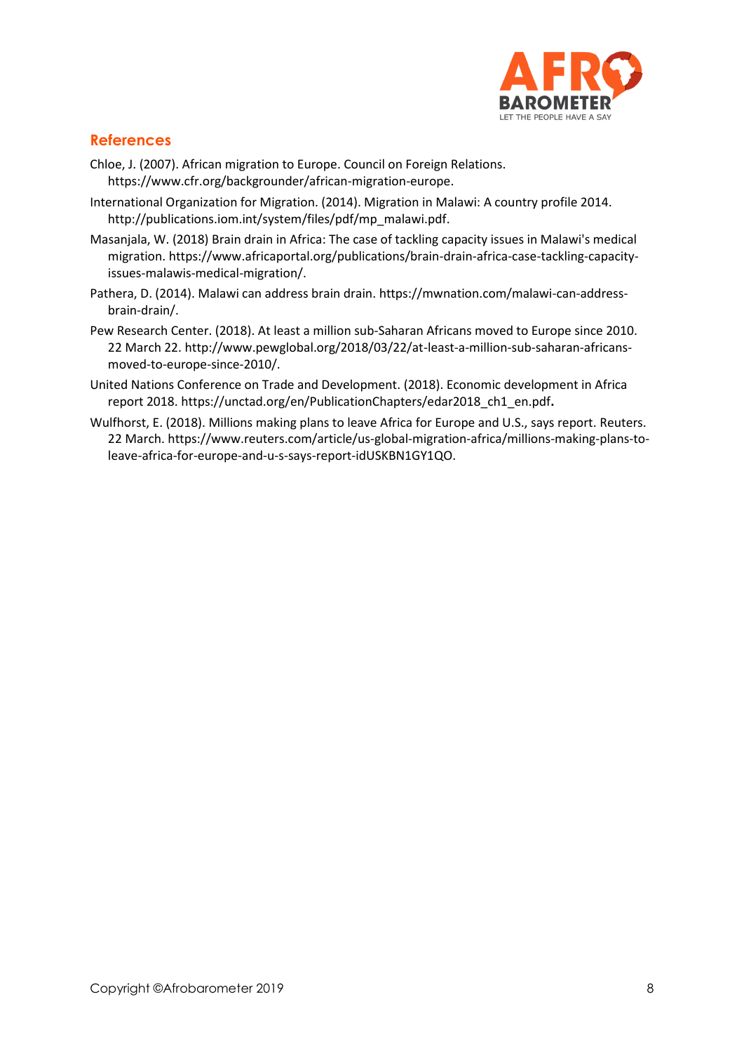## References

Chloe, J. (2007). African migration to Europe. Council on Foreign Relations. https://www.cfr.org/backgrounder/african-migration-europe.

International Organization for Migration. (2014). Migration in Malawi: A country profile 2014. http://publications.iom.int/system/files/pdf/mp_malawi.pdf.

Masanjala, W. (2018) Brain drain in Africa: The case of tackling capacity issues in Malawi's medical migration. https://www.africaportal.org/publications/brain-drain-africa-case-tackling-capacity-issues-malawis-medical-migration/.

Pathera, D. (2014). Malawi can address brain drain. https://mwnation.com/malawi-can-address-brain-drain/.

Pew Research Center. (2018). At least a million sub-Saharan Africans moved to Europe since 2010. 22 March 22. http://www.pewglobal.org/2018/03/22/at-least-a-million-sub-saharan-africans-moved-to-europe-since-2010/.

United Nations Conference on Trade and Development. (2018). Economic development in Africa report 2018. https://unctad.org/en/PublicationChapters/edar2018_ch1_en.pdf**.**

Wulfhorst, E. (2018). Millions making plans to leave Africa for Europe and U.S., says report. Reuters. 22 March. https://www.reuters.com/article/us-global-migration-africa/millions-making-plans-to-leave-africa-for-europe-and-u-s-says-report-idUSKBN1GY1QO.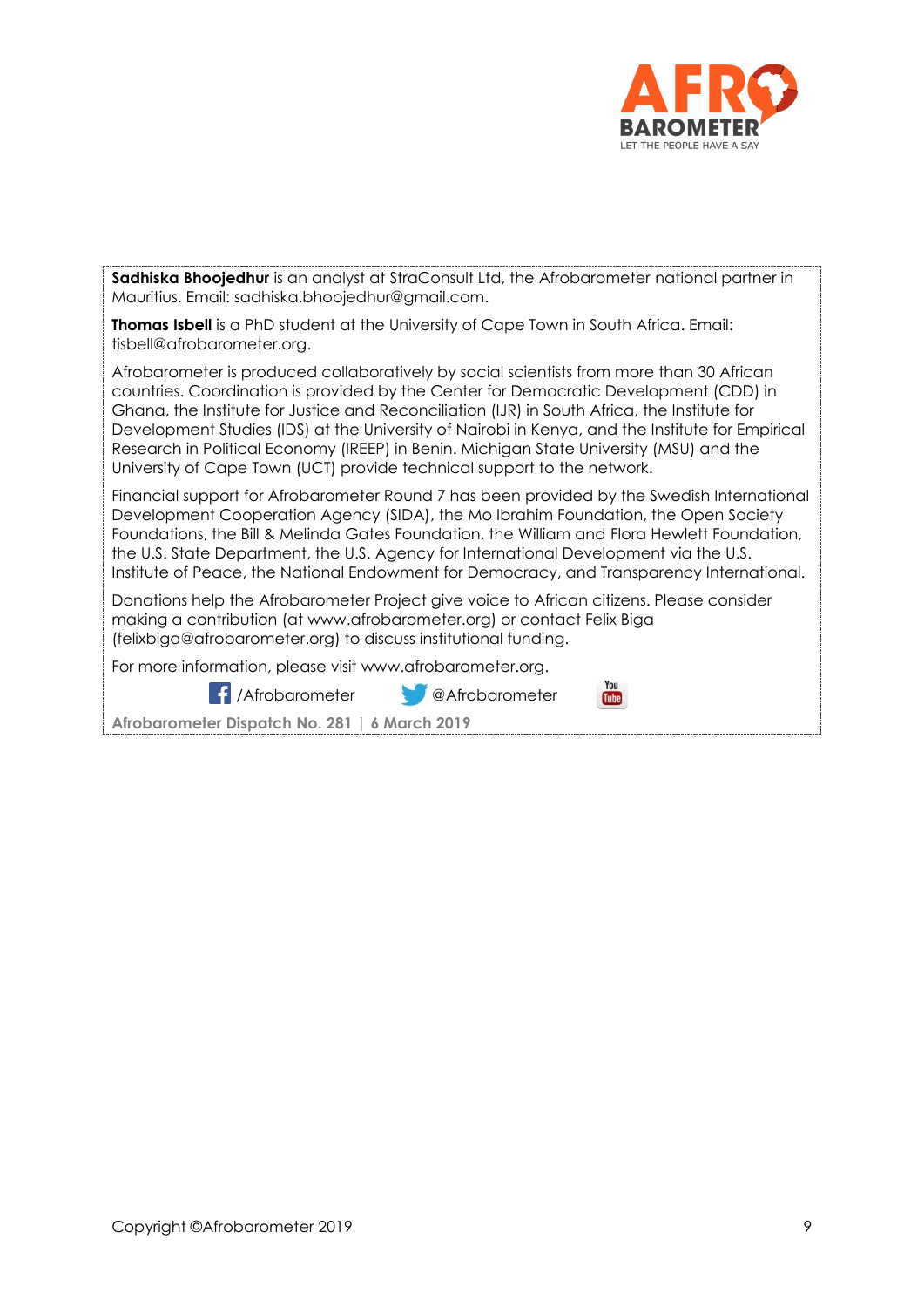**Sadhiska Bhoojedhur** is an analyst at StraConsult Ltd, the Afrobarometer national partner in Mauritius. Email: sadhiska.bhoojedhur@gmail.com.

**Thomas Isbell** is a PhD student at the University of Cape Town in South Africa. Email: tisbell@afrobarometer.org.

Afrobarometer is produced collaboratively by social scientists from more than 30 African countries. Coordination is provided by the Center for Democratic Development (CDD) in Ghana, the Institute for Justice and Reconciliation (IJR) in South Africa, the Institute for Development Studies (IDS) at the University of Nairobi in Kenya, and the Institute for Empirical Research in Political Economy (IREEP) in Benin. Michigan State University (MSU) and the University of Cape Town (UCT) provide technical support to the network.

Financial support for Afrobarometer Round 7 has been provided by the Swedish International Development Cooperation Agency (SIDA), the Mo Ibrahim Foundation, the Open Society Foundations, the Bill & Melinda Gates Foundation, the William and Flora Hewlett Foundation, the U.S. State Department, the U.S. Agency for International Development via the U.S. Institute of Peace, the National Endowment for Democracy, and Transparency International.

Donations help the Afrobarometer Project give voice to African citizens. Please consider making a contribution (at www.afrobarometer.org) or contact Felix Biga (felixbiga@afrobarometer.org) to discuss institutional funding.

For more information, please visit www.afrobarometer.org.

/Afrobarometer @Afrobarometer

**Afrobarometer Dispatch No. 281 | 6 March 2019**

Copyright ©Afrobarometer 2019